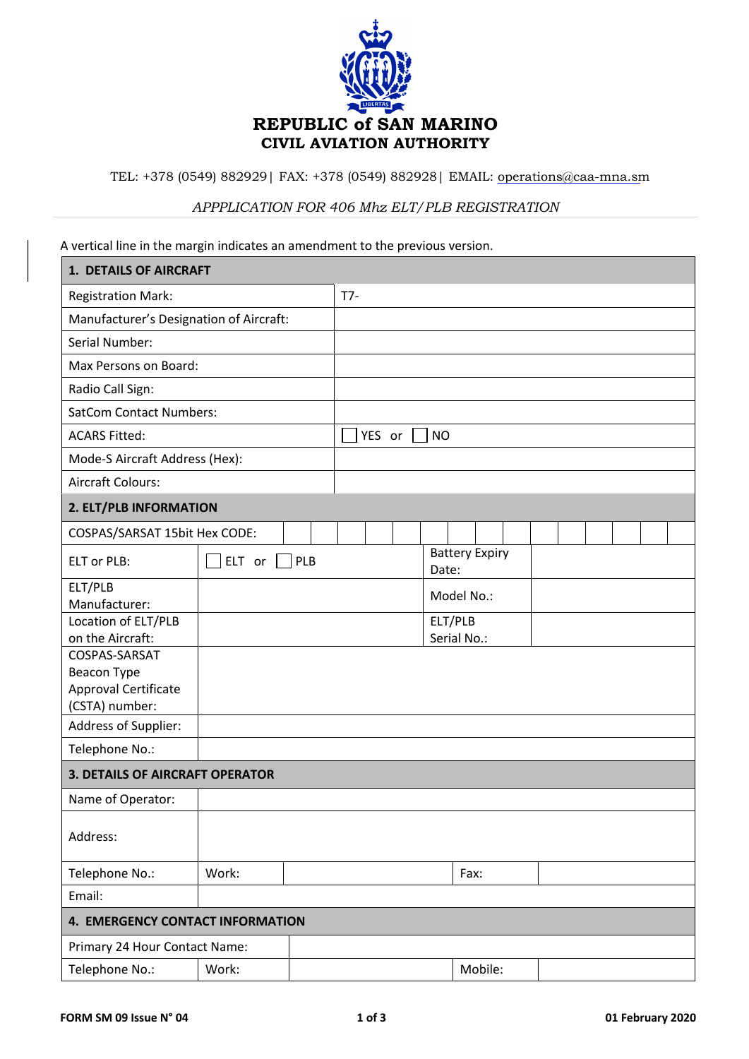# REPUBLIC of SAN MARINO
## CIVIL AVIATION AUTHORITY

TEL: +378 (0549) 882929| FAX: +378 (0549) 882928| EMAIL: operations@caa-mna.sm

*APPPLICATION FOR 406 Mhz ELT/PLB REGISTRATION*

A vertical line in the margin indicates an amendment to the previous version.

| **1. DETAILS OF AIRCRAFT** | |
|---|---|
| Registration Mark: | T7- |
| Manufacturer's Designation of Aircraft: | |
| Serial Number: | |
| Max Persons on Board: | |
| Radio Call Sign: | |
| SatCom Contact Numbers: | |
| ACARS Fitted: | ☐ YES or ☐ NO |
| Mode-S Aircraft Address (Hex): | |
| Aircraft Colours: | |

| **2. ELT/PLB INFORMATION** | | | | | | | | | | | | | | | |
|---|---|---|---|---|---|---|---|---|---|---|---|---|---|---|---|
| COSPAS/SARSAT 15bit Hex CODE: | | | | | | | | | | | | | | | |

| | | | |
|---|---|---|---|
| ELT or PLB: | ☐ ELT or ☐ PLB | Battery Expiry Date: | |
| ELT/PLB Manufacturer: | | Model No.: | |
| Location of ELT/PLB on the Aircraft: | | ELT/PLB Serial No.: | |
| COSPAS-SARSAT Beacon Type Approval Certificate (CSTA) number: | | | |
| Address of Supplier: | | | |
| Telephone No.: | | | |

| **3. DETAILS OF AIRCRAFT OPERATOR** | | | | |
|---|---|---|---|---|
| Name of Operator: | | | | |
| Address: | | | | |
| Telephone No.: | Work: | | Fax: | |
| Email: | | | | |

| **4. EMERGENCY CONTACT INFORMATION** | | | | |
|---|---|---|---|---|
| Primary 24 Hour Contact Name: | | | | |
| Telephone No.: | Work: | | Mobile: | |

FORM SM 09 Issue N° 04 | 01 February 2020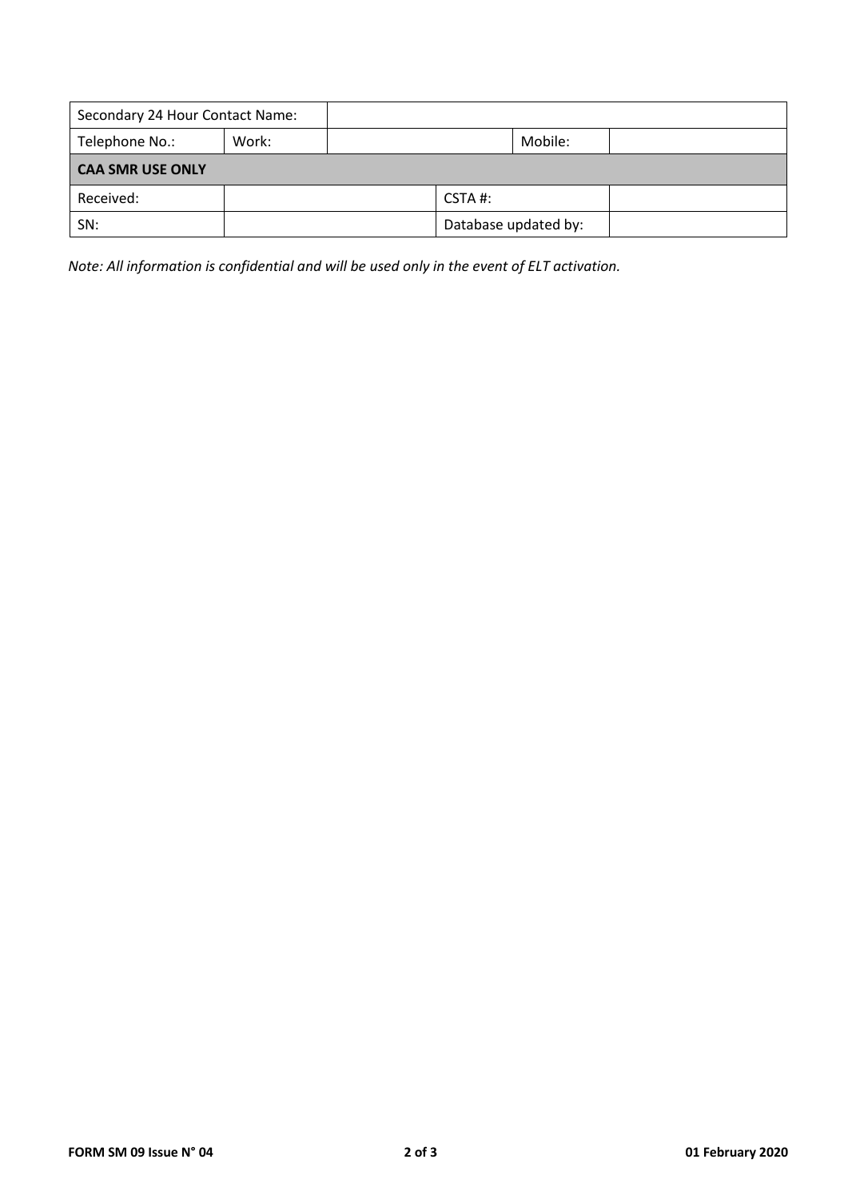| Secondary 24 Hour Contact Name: | | | | |
|---|---|---|---|---|
| Telephone No.: | Work: | | Mobile: | |
| **CAA SMR USE ONLY** | | | | |
| Received: | | | CSTA #: | |
| SN: | | | Database updated by: | |

*Note: All information is confidential and will be used only in the event of ELT activation.*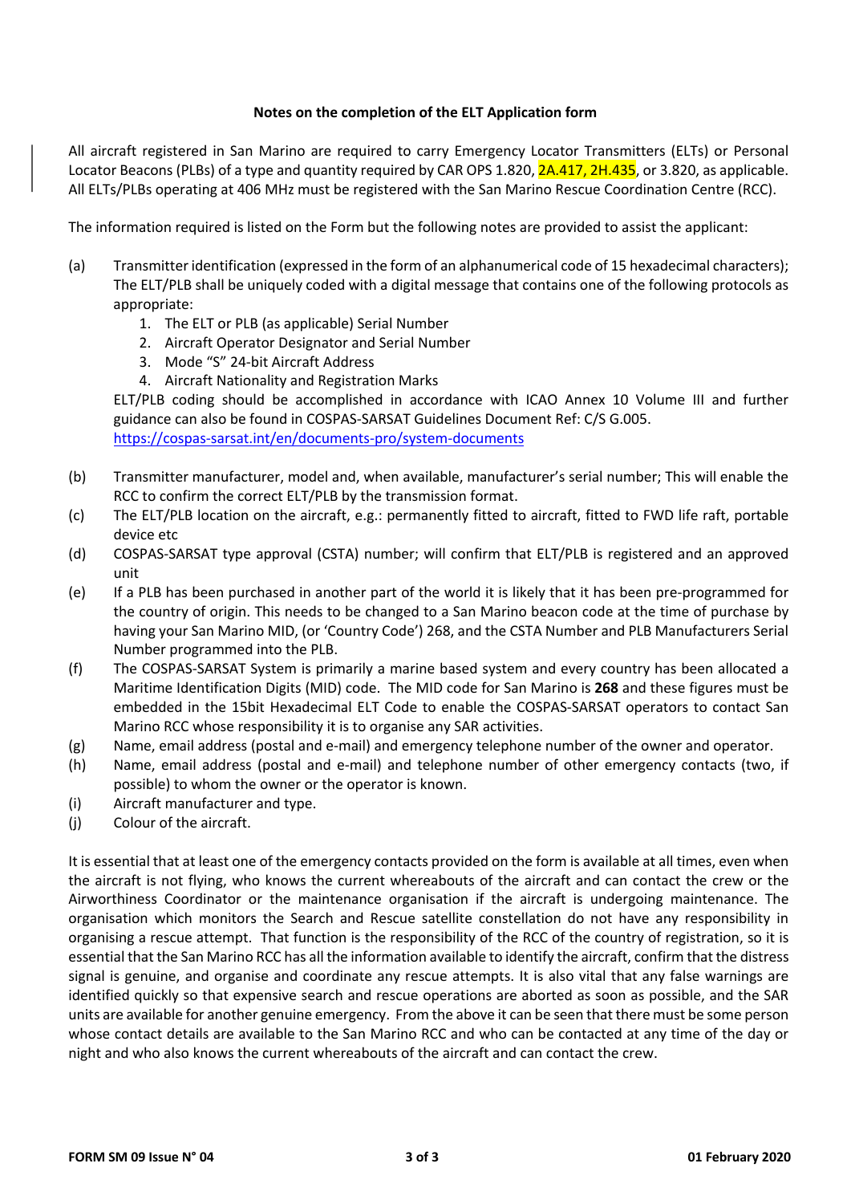**Notes on the completion of the ELT Application form**

All aircraft registered in San Marino are required to carry Emergency Locator Transmitters (ELTs) or Personal Locator Beacons (PLBs) of a type and quantity required by CAR OPS 1.820, 2A.417, 2H.435, or 3.820, as applicable. All ELTs/PLBs operating at 406 MHz must be registered with the San Marino Rescue Coordination Centre (RCC).

The information required is listed on the Form but the following notes are provided to assist the applicant:

(a) Transmitter identification (expressed in the form of an alphanumerical code of 15 hexadecimal characters); The ELT/PLB shall be uniquely coded with a digital message that contains one of the following protocols as appropriate:
   1. The ELT or PLB (as applicable) Serial Number
   2. Aircraft Operator Designator and Serial Number
   3. Mode "S" 24-bit Aircraft Address
   4. Aircraft Nationality and Registration Marks

   ELT/PLB coding should be accomplished in accordance with ICAO Annex 10 Volume III and further guidance can also be found in COSPAS-SARSAT Guidelines Document Ref: C/S G.005.
   https://cospas-sarsat.int/en/documents-pro/system-documents

(b) Transmitter manufacturer, model and, when available, manufacturer's serial number; This will enable the RCC to confirm the correct ELT/PLB by the transmission format.

(c) The ELT/PLB location on the aircraft, e.g.: permanently fitted to aircraft, fitted to FWD life raft, portable device etc

(d) COSPAS-SARSAT type approval (CSTA) number; will confirm that ELT/PLB is registered and an approved unit

(e) If a PLB has been purchased in another part of the world it is likely that it has been pre-programmed for the country of origin. This needs to be changed to a San Marino beacon code at the time of purchase by having your San Marino MID, (or 'Country Code') 268, and the CSTA Number and PLB Manufacturers Serial Number programmed into the PLB.

(f) The COSPAS-SARSAT System is primarily a marine based system and every country has been allocated a Maritime Identification Digits (MID) code. The MID code for San Marino is **268** and these figures must be embedded in the 15bit Hexadecimal ELT Code to enable the COSPAS-SARSAT operators to contact San Marino RCC whose responsibility it is to organise any SAR activities.

(g) Name, email address (postal and e-mail) and emergency telephone number of the owner and operator.

(h) Name, email address (postal and e-mail) and telephone number of other emergency contacts (two, if possible) to whom the owner or the operator is known.

(i) Aircraft manufacturer and type.

(j) Colour of the aircraft.

It is essential that at least one of the emergency contacts provided on the form is available at all times, even when the aircraft is not flying, who knows the current whereabouts of the aircraft and can contact the crew or the Airworthiness Coordinator or the maintenance organisation if the aircraft is undergoing maintenance. The organisation which monitors the Search and Rescue satellite constellation do not have any responsibility in organising a rescue attempt. That function is the responsibility of the RCC of the country of registration, so it is essential that the San Marino RCC has all the information available to identify the aircraft, confirm that the distress signal is genuine, and organise and coordinate any rescue attempts. It is also vital that any false warnings are identified quickly so that expensive search and rescue operations are aborted as soon as possible, and the SAR units are available for another genuine emergency. From the above it can be seen that there must be some person whose contact details are available to the San Marino RCC and who can be contacted at any time of the day or night and who also knows the current whereabouts of the aircraft and can contact the crew.

FORM SM 09 Issue N° 04 — 01 February 2020